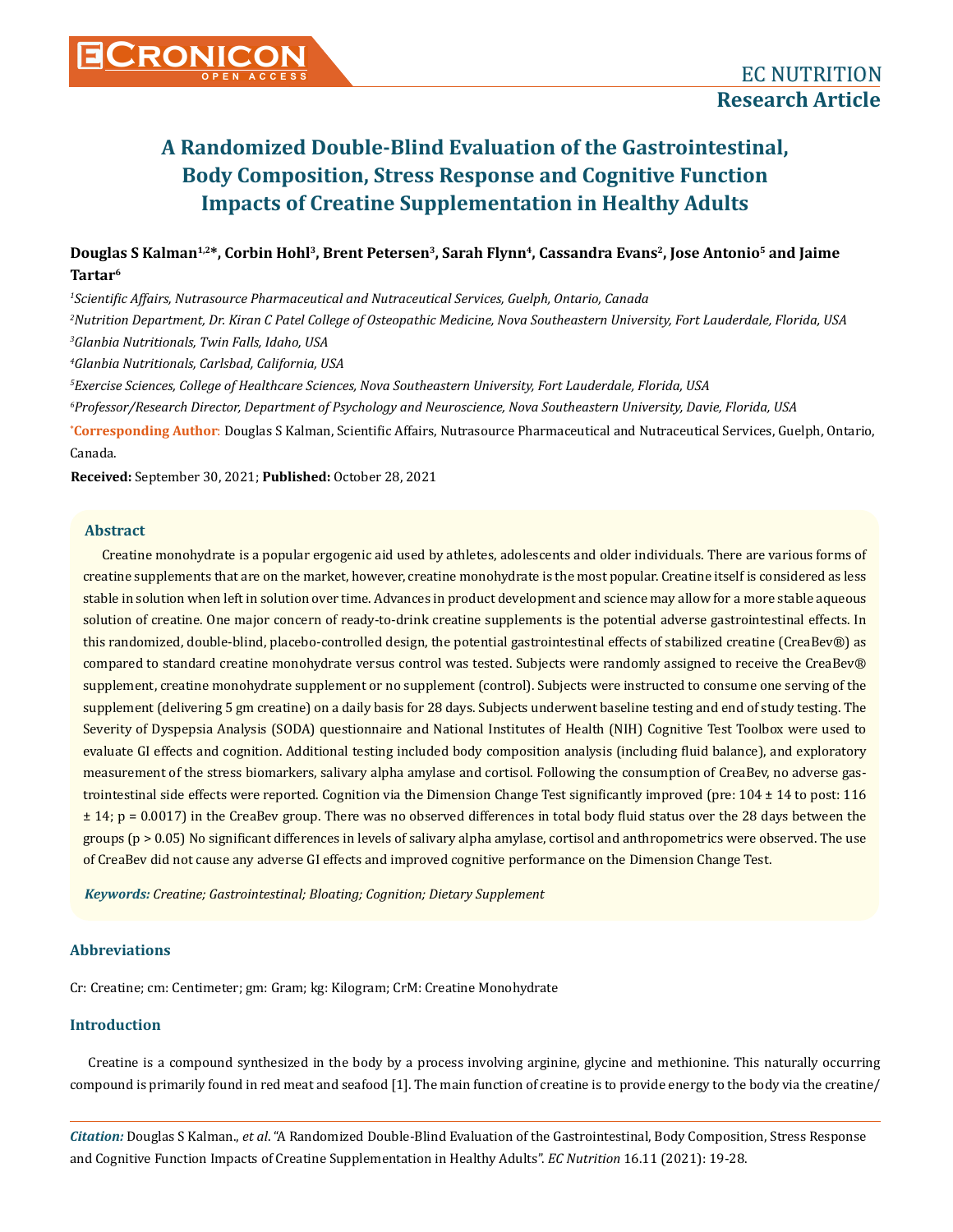# A Randomized Double-Blind Evaluation of the Gastrointestinal, Body Composition, Stress Response and Cognitive Function Impacts of Creatine Supplementation in Healthy Adults

**Douglas S Kalman[1,2]*, Corbin Hohl[3], Brent Petersen[3], Sarah Flynn[4], Cassandra Evans[2], Jose Antonio[5] and Jaime Tartar[6]**

[1]*Scientific Affairs, Nutrasource Pharmaceutical and Nutraceutical Services, Guelph, Ontario, Canada*

[2]*Nutrition Department, Dr. Kiran C Patel College of Osteopathic Medicine, Nova Southeastern University, Fort Lauderdale, Florida, USA*

[3]*Glanbia Nutritionals, Twin Falls, Idaho, USA*

[4]*Glanbia Nutritionals, Carlsbad, California, USA*

[5]*Exercise Sciences, College of Healthcare Sciences, Nova Southeastern University, Fort Lauderdale, Florida, USA*

[6]*Professor/Research Director, Department of Psychology and Neuroscience, Nova Southeastern University, Davie, Florida, USA*

***Corresponding Author**: Douglas S Kalman, Scientific Affairs, Nutrasource Pharmaceutical and Nutraceutical Services, Guelph, Ontario, Canada.

**Received:** September 30, 2021; **Published:** October 28, 2021

## Abstract

Creatine monohydrate is a popular ergogenic aid used by athletes, adolescents and older individuals. There are various forms of creatine supplements that are on the market, however, creatine monohydrate is the most popular. Creatine itself is considered as less stable in solution when left in solution over time. Advances in product development and science may allow for a more stable aqueous solution of creatine. One major concern of ready-to-drink creatine supplements is the potential adverse gastrointestinal effects. In this randomized, double-blind, placebo-controlled design, the potential gastrointestinal effects of stabilized creatine (CreaBev®) as compared to standard creatine monohydrate versus control was tested. Subjects were randomly assigned to receive the CreaBev® supplement, creatine monohydrate supplement or no supplement (control). Subjects were instructed to consume one serving of the supplement (delivering 5 gm creatine) on a daily basis for 28 days. Subjects underwent baseline testing and end of study testing. The Severity of Dyspepsia Analysis (SODA) questionnaire and National Institutes of Health (NIH) Cognitive Test Toolbox were used to evaluate GI effects and cognition. Additional testing included body composition analysis (including fluid balance), and exploratory measurement of the stress biomarkers, salivary alpha amylase and cortisol. Following the consumption of CreaBev, no adverse gastrointestinal side effects were reported. Cognition via the Dimension Change Test significantly improved (pre: 104 ± 14 to post: 116 ± 14; $p = 0.0017$) in the CreaBev group. There was no observed differences in total body fluid status over the 28 days between the groups ($p > 0.05$) No significant differences in levels of salivary alpha amylase, cortisol and anthropometrics were observed. The use of CreaBev did not cause any adverse GI effects and improved cognitive performance on the Dimension Change Test.

***Keywords:*** *Creatine; Gastrointestinal; Bloating; Cognition; Dietary Supplement*

## Abbreviations

Cr: Creatine; cm: Centimeter; gm: Gram; kg: Kilogram; CrM: Creatine Monohydrate

## Introduction

Creatine is a compound synthesized in the body by a process involving arginine, glycine and methionine. This naturally occurring compound is primarily found in red meat and seafood [1]. The main function of creatine is to provide energy to the body via the creatine/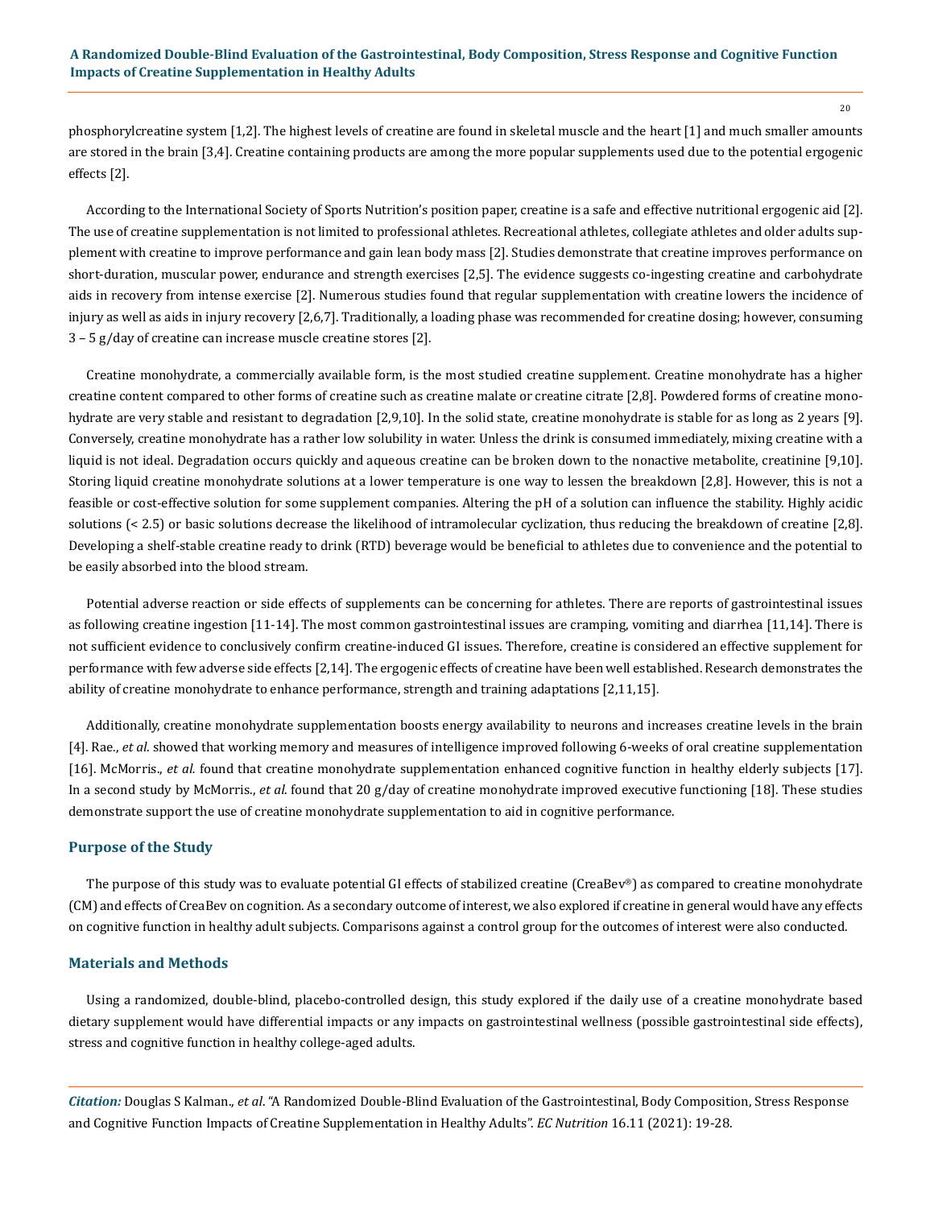phosphorylcreatine system [1,2]. The highest levels of creatine are found in skeletal muscle and the heart [1] and much smaller amounts are stored in the brain [3,4]. Creatine containing products are among the more popular supplements used due to the potential ergogenic effects [2].

According to the International Society of Sports Nutrition's position paper, creatine is a safe and effective nutritional ergogenic aid [2]. The use of creatine supplementation is not limited to professional athletes. Recreational athletes, collegiate athletes and older adults supplement with creatine to improve performance and gain lean body mass [2]. Studies demonstrate that creatine improves performance on short-duration, muscular power, endurance and strength exercises [2,5]. The evidence suggests co-ingesting creatine and carbohydrate aids in recovery from intense exercise [2]. Numerous studies found that regular supplementation with creatine lowers the incidence of injury as well as aids in injury recovery [2,6,7]. Traditionally, a loading phase was recommended for creatine dosing; however, consuming 3 – 5 g/day of creatine can increase muscle creatine stores [2].

Creatine monohydrate, a commercially available form, is the most studied creatine supplement. Creatine monohydrate has a higher creatine content compared to other forms of creatine such as creatine malate or creatine citrate [2,8]. Powdered forms of creatine monohydrate are very stable and resistant to degradation [2,9,10]. In the solid state, creatine monohydrate is stable for as long as 2 years [9]. Conversely, creatine monohydrate has a rather low solubility in water. Unless the drink is consumed immediately, mixing creatine with a liquid is not ideal. Degradation occurs quickly and aqueous creatine can be broken down to the nonactive metabolite, creatinine [9,10]. Storing liquid creatine monohydrate solutions at a lower temperature is one way to lessen the breakdown [2,8]. However, this is not a feasible or cost-effective solution for some supplement companies. Altering the pH of a solution can influence the stability. Highly acidic solutions (< 2.5) or basic solutions decrease the likelihood of intramolecular cyclization, thus reducing the breakdown of creatine [2,8]. Developing a shelf-stable creatine ready to drink (RTD) beverage would be beneficial to athletes due to convenience and the potential to be easily absorbed into the blood stream.

Potential adverse reaction or side effects of supplements can be concerning for athletes. There are reports of gastrointestinal issues as following creatine ingestion [11-14]. The most common gastrointestinal issues are cramping, vomiting and diarrhea [11,14]. There is not sufficient evidence to conclusively confirm creatine-induced GI issues. Therefore, creatine is considered an effective supplement for performance with few adverse side effects [2,14]. The ergogenic effects of creatine have been well established. Research demonstrates the ability of creatine monohydrate to enhance performance, strength and training adaptations [2,11,15].

Additionally, creatine monohydrate supplementation boosts energy availability to neurons and increases creatine levels in the brain [4]. Rae., *et al.* showed that working memory and measures of intelligence improved following 6-weeks of oral creatine supplementation [16]. McMorris., *et al.* found that creatine monohydrate supplementation enhanced cognitive function in healthy elderly subjects [17]. In a second study by McMorris., *et al.* found that 20 g/day of creatine monohydrate improved executive functioning [18]. These studies demonstrate support the use of creatine monohydrate supplementation to aid in cognitive performance.

## Purpose of the Study

The purpose of this study was to evaluate potential GI effects of stabilized creatine (CreaBev®) as compared to creatine monohydrate (CM) and effects of CreaBev on cognition. As a secondary outcome of interest, we also explored if creatine in general would have any effects on cognitive function in healthy adult subjects. Comparisons against a control group for the outcomes of interest were also conducted.

## Materials and Methods

Using a randomized, double-blind, placebo-controlled design, this study explored if the daily use of a creatine monohydrate based dietary supplement would have differential impacts or any impacts on gastrointestinal wellness (possible gastrointestinal side effects), stress and cognitive function in healthy college-aged adults.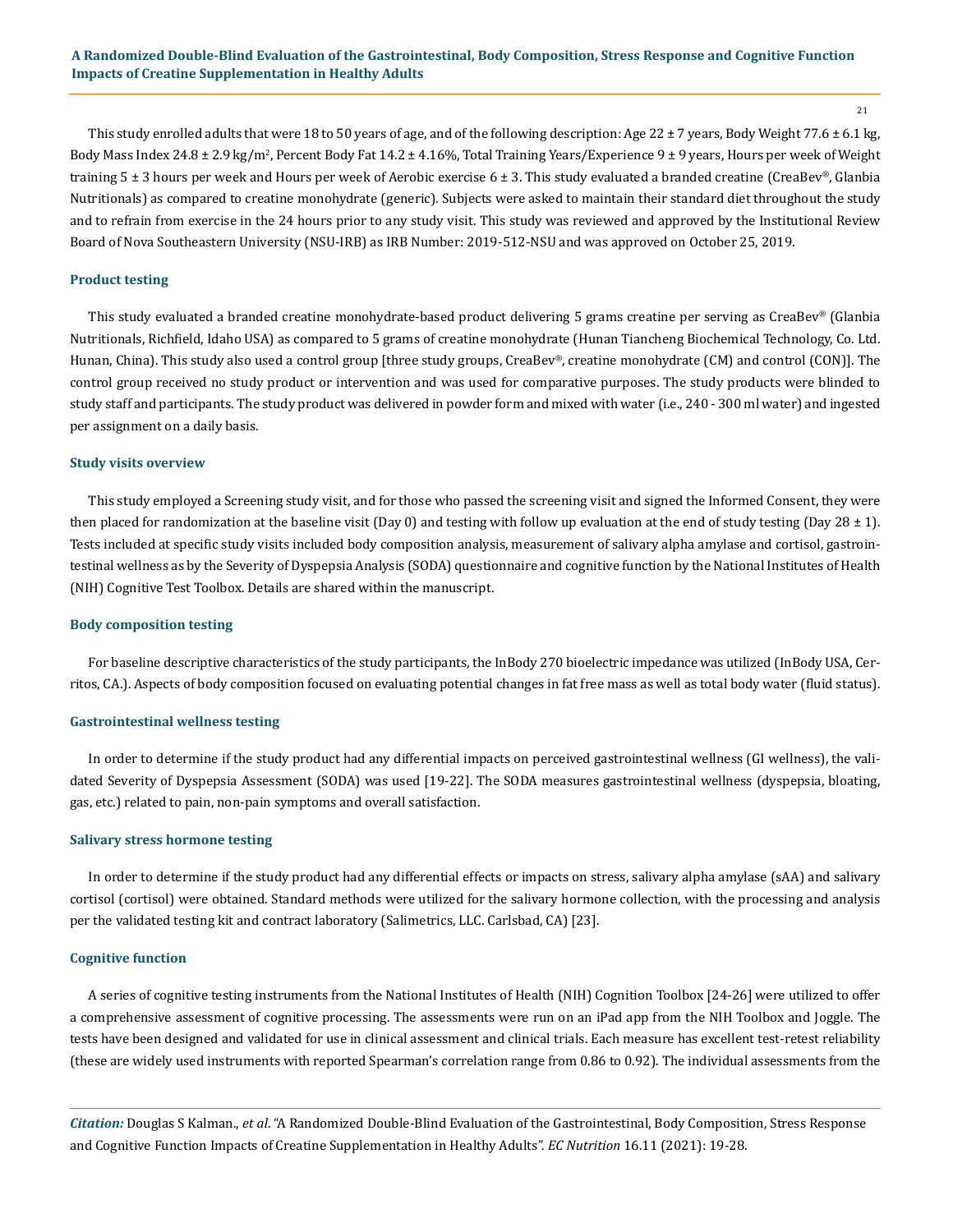This study enrolled adults that were 18 to 50 years of age, and of the following description: Age 22 ± 7 years, Body Weight 77.6 ± 6.1 kg, Body Mass Index 24.8 ± 2.9 kg/m$^2$, Percent Body Fat 14.2 ± 4.16%, Total Training Years/Experience 9 ± 9 years, Hours per week of Weight training 5 ± 3 hours per week and Hours per week of Aerobic exercise 6 ± 3. This study evaluated a branded creatine (CreaBev®, Glanbia Nutritionals) as compared to creatine monohydrate (generic). Subjects were asked to maintain their standard diet throughout the study and to refrain from exercise in the 24 hours prior to any study visit. This study was reviewed and approved by the Institutional Review Board of Nova Southeastern University (NSU-IRB) as IRB Number: 2019-512-NSU and was approved on October 25, 2019.

### Product testing

This study evaluated a branded creatine monohydrate-based product delivering 5 grams creatine per serving as CreaBev® (Glanbia Nutritionals, Richfield, Idaho USA) as compared to 5 grams of creatine monohydrate (Hunan Tiancheng Biochemical Technology, Co. Ltd. Hunan, China). This study also used a control group [three study groups, CreaBev®, creatine monohydrate (CM) and control (CON)]. The control group received no study product or intervention and was used for comparative purposes. The study products were blinded to study staff and participants. The study product was delivered in powder form and mixed with water (i.e., 240 - 300 ml water) and ingested per assignment on a daily basis.

### Study visits overview

This study employed a Screening study visit, and for those who passed the screening visit and signed the Informed Consent, they were then placed for randomization at the baseline visit (Day 0) and testing with follow up evaluation at the end of study testing (Day 28 ± 1). Tests included at specific study visits included body composition analysis, measurement of salivary alpha amylase and cortisol, gastrointestinal wellness as by the Severity of Dyspepsia Analysis (SODA) questionnaire and cognitive function by the National Institutes of Health (NIH) Cognitive Test Toolbox. Details are shared within the manuscript.

### Body composition testing

For baseline descriptive characteristics of the study participants, the InBody 270 bioelectric impedance was utilized (InBody USA, Cerritos, CA.). Aspects of body composition focused on evaluating potential changes in fat free mass as well as total body water (fluid status).

### Gastrointestinal wellness testing

In order to determine if the study product had any differential impacts on perceived gastrointestinal wellness (GI wellness), the validated Severity of Dyspepsia Assessment (SODA) was used [19-22]. The SODA measures gastrointestinal wellness (dyspepsia, bloating, gas, etc.) related to pain, non-pain symptoms and overall satisfaction.

### Salivary stress hormone testing

In order to determine if the study product had any differential effects or impacts on stress, salivary alpha amylase (sAA) and salivary cortisol (cortisol) were obtained. Standard methods were utilized for the salivary hormone collection, with the processing and analysis per the validated testing kit and contract laboratory (Salimetrics, LLC. Carlsbad, CA) [23].

### Cognitive function

A series of cognitive testing instruments from the National Institutes of Health (NIH) Cognition Toolbox [24-26] were utilized to offer a comprehensive assessment of cognitive processing. The assessments were run on an iPad app from the NIH Toolbox and Joggle. The tests have been designed and validated for use in clinical assessment and clinical trials. Each measure has excellent test-retest reliability (these are widely used instruments with reported Spearman's correlation range from 0.86 to 0.92). The individual assessments from the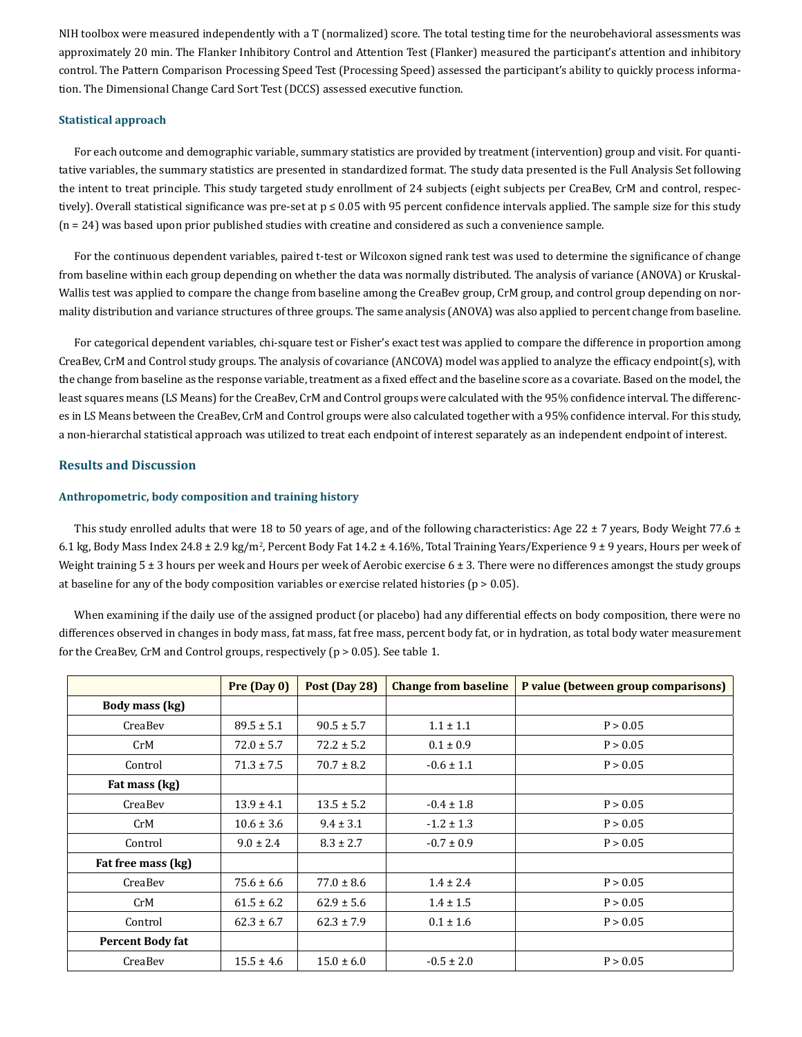NIH toolbox were measured independently with a T (normalized) score. The total testing time for the neurobehavioral assessments was approximately 20 min. The Flanker Inhibitory Control and Attention Test (Flanker) measured the participant's attention and inhibitory control. The Pattern Comparison Processing Speed Test (Processing Speed) assessed the participant's ability to quickly process information. The Dimensional Change Card Sort Test (DCCS) assessed executive function.

### Statistical approach

For each outcome and demographic variable, summary statistics are provided by treatment (intervention) group and visit. For quantitative variables, the summary statistics are presented in standardized format. The study data presented is the Full Analysis Set following the intent to treat principle. This study targeted study enrollment of 24 subjects (eight subjects per CreaBev, CrM and control, respectively). Overall statistical significance was pre-set at $p \leq 0.05$ with 95 percent confidence intervals applied. The sample size for this study (n = 24) was based upon prior published studies with creatine and considered as such a convenience sample.

For the continuous dependent variables, paired t-test or Wilcoxon signed rank test was used to determine the significance of change from baseline within each group depending on whether the data was normally distributed. The analysis of variance (ANOVA) or Kruskal-Wallis test was applied to compare the change from baseline among the CreaBev group, CrM group, and control group depending on normality distribution and variance structures of three groups. The same analysis (ANOVA) was also applied to percent change from baseline.

For categorical dependent variables, chi-square test or Fisher's exact test was applied to compare the difference in proportion among CreaBev, CrM and Control study groups. The analysis of covariance (ANCOVA) model was applied to analyze the efficacy endpoint(s), with the change from baseline as the response variable, treatment as a fixed effect and the baseline score as a covariate. Based on the model, the least squares means (LS Means) for the CreaBev, CrM and Control groups were calculated with the 95% confidence interval. The differences in LS Means between the CreaBev, CrM and Control groups were also calculated together with a 95% confidence interval. For this study, a non-hierarchal statistical approach was utilized to treat each endpoint of interest separately as an independent endpoint of interest.

## Results and Discussion

### Anthropometric, body composition and training history

This study enrolled adults that were 18 to 50 years of age, and of the following characteristics: Age 22 ± 7 years, Body Weight 77.6 ± 6.1 kg, Body Mass Index 24.8 ± 2.9 kg/m$^2$, Percent Body Fat 14.2 ± 4.16%, Total Training Years/Experience 9 ± 9 years, Hours per week of Weight training 5 ± 3 hours per week and Hours per week of Aerobic exercise 6 ± 3. There were no differences amongst the study groups at baseline for any of the body composition variables or exercise related histories ($p > 0.05$).

When examining if the daily use of the assigned product (or placebo) had any differential effects on body composition, there were no differences observed in changes in body mass, fat mass, fat free mass, percent body fat, or in hydration, as total body water measurement for the CreaBev, CrM and Control groups, respectively ($p > 0.05$). See table 1.

| | Pre (Day 0) | Post (Day 28) | Change from baseline | P value (between group comparisons) |
|---|---|---|---|---|
| **Body mass (kg)** | | | | |
| CreaBev | 89.5 ± 5.1 | 90.5 ± 5.7 | 1.1 ± 1.1 | P > 0.05 |
| CrM | 72.0 ± 5.7 | 72.2 ± 5.2 | 0.1 ± 0.9 | P > 0.05 |
| Control | 71.3 ± 7.5 | 70.7 ± 8.2 | -0.6 ± 1.1 | P > 0.05 |
| **Fat mass (kg)** | | | | |
| CreaBev | 13.9 ± 4.1 | 13.5 ± 5.2 | -0.4 ± 1.8 | P > 0.05 |
| CrM | 10.6 ± 3.6 | 9.4 ± 3.1 | -1.2 ± 1.3 | P > 0.05 |
| Control | 9.0 ± 2.4 | 8.3 ± 2.7 | -0.7 ± 0.9 | P > 0.05 |
| **Fat free mass (kg)** | | | | |
| CreaBev | 75.6 ± 6.6 | 77.0 ± 8.6 | 1.4 ± 2.4 | P > 0.05 |
| CrM | 61.5 ± 6.2 | 62.9 ± 5.6 | 1.4 ± 1.5 | P > 0.05 |
| Control | 62.3 ± 6.7 | 62.3 ± 7.9 | 0.1 ± 1.6 | P > 0.05 |
| **Percent Body fat** | | | | |
| CreaBev | 15.5 ± 4.6 | 15.0 ± 6.0 | -0.5 ± 2.0 | P > 0.05 |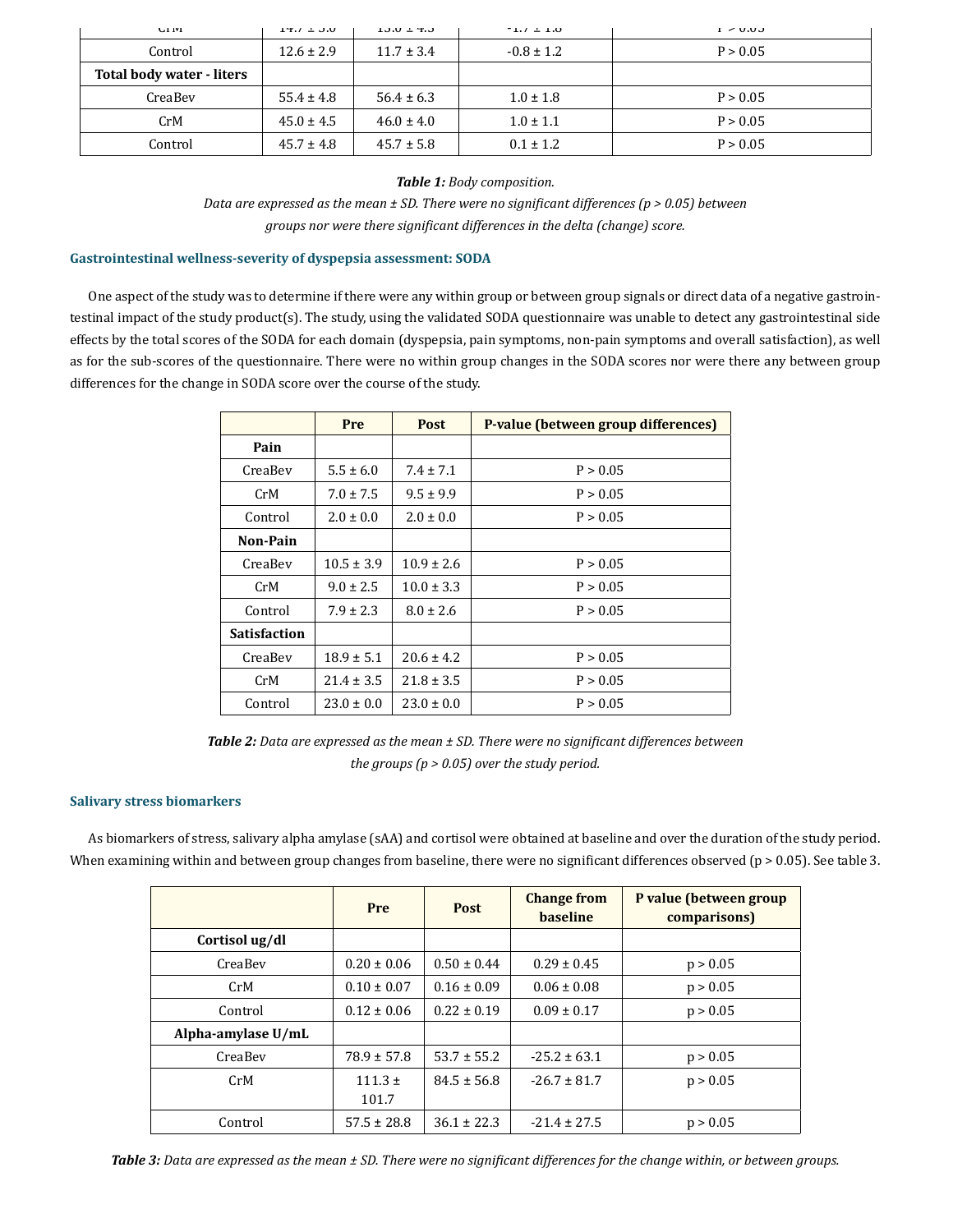| | | | | |
|---|---|---|---|---|
| CrM | 14.7 ± 3.0 | 13.0 ± 4.3 | -1.7 ± 1.8 | P > 0.05 |
| Control | 12.6 ± 2.9 | 11.7 ± 3.4 | -0.8 ± 1.2 | P > 0.05 |
| **Total body water - liters** | | | | |
| CreaBev | 55.4 ± 4.8 | 56.4 ± 6.3 | 1.0 ± 1.8 | P > 0.05 |
| CrM | 45.0 ± 4.5 | 46.0 ± 4.0 | 1.0 ± 1.1 | P > 0.05 |
| Control | 45.7 ± 4.8 | 45.7 ± 5.8 | 0.1 ± 1.2 | P > 0.05 |

***Table 1:*** *Body composition.*
*Data are expressed as the mean ± SD. There were no significant differences (p > 0.05) between groups nor were there significant differences in the delta (change) score.*

### Gastrointestinal wellness-severity of dyspepsia assessment: SODA

One aspect of the study was to determine if there were any within group or between group signals or direct data of a negative gastrointestinal impact of the study product(s). The study, using the validated SODA questionnaire was unable to detect any gastrointestinal side effects by the total scores of the SODA for each domain (dyspepsia, pain symptoms, non-pain symptoms and overall satisfaction), as well as for the sub-scores of the questionnaire. There were no within group changes in the SODA scores nor were there any between group differences for the change in SODA score over the course of the study.

| | Pre | Post | P-value (between group differences) |
|---|---|---|---|
| **Pain** | | | |
| CreaBev | 5.5 ± 6.0 | 7.4 ± 7.1 | P > 0.05 |
| CrM | 7.0 ± 7.5 | 9.5 ± 9.9 | P > 0.05 |
| Control | 2.0 ± 0.0 | 2.0 ± 0.0 | P > 0.05 |
| **Non-Pain** | | | |
| CreaBev | 10.5 ± 3.9 | 10.9 ± 2.6 | P > 0.05 |
| CrM | 9.0 ± 2.5 | 10.0 ± 3.3 | P > 0.05 |
| Control | 7.9 ± 2.3 | 8.0 ± 2.6 | P > 0.05 |
| **Satisfaction** | | | |
| CreaBev | 18.9 ± 5.1 | 20.6 ± 4.2 | P > 0.05 |
| CrM | 21.4 ± 3.5 | 21.8 ± 3.5 | P > 0.05 |
| Control | 23.0 ± 0.0 | 23.0 ± 0.0 | P > 0.05 |

***Table 2:*** *Data are expressed as the mean ± SD. There were no significant differences between the groups (p > 0.05) over the study period.*

### Salivary stress biomarkers

As biomarkers of stress, salivary alpha amylase (sAA) and cortisol were obtained at baseline and over the duration of the study period. When examining within and between group changes from baseline, there were no significant differences observed (p > 0.05). See table 3.

| | Pre | Post | Change from baseline | P value (between group comparisons) |
|---|---|---|---|---|
| **Cortisol ug/dl** | | | | |
| CreaBev | 0.20 ± 0.06 | 0.50 ± 0.44 | 0.29 ± 0.45 | p > 0.05 |
| CrM | 0.10 ± 0.07 | 0.16 ± 0.09 | 0.06 ± 0.08 | p > 0.05 |
| Control | 0.12 ± 0.06 | 0.22 ± 0.19 | 0.09 ± 0.17 | p > 0.05 |
| **Alpha-amylase U/mL** | | | | |
| CreaBev | 78.9 ± 57.8 | 53.7 ± 55.2 | -25.2 ± 63.1 | p > 0.05 |
| CrM | 111.3 ± 101.7 | 84.5 ± 56.8 | -26.7 ± 81.7 | p > 0.05 |
| Control | 57.5 ± 28.8 | 36.1 ± 22.3 | -21.4 ± 27.5 | p > 0.05 |

***Table 3:*** *Data are expressed as the mean ± SD. There were no significant differences for the change within, or between groups.*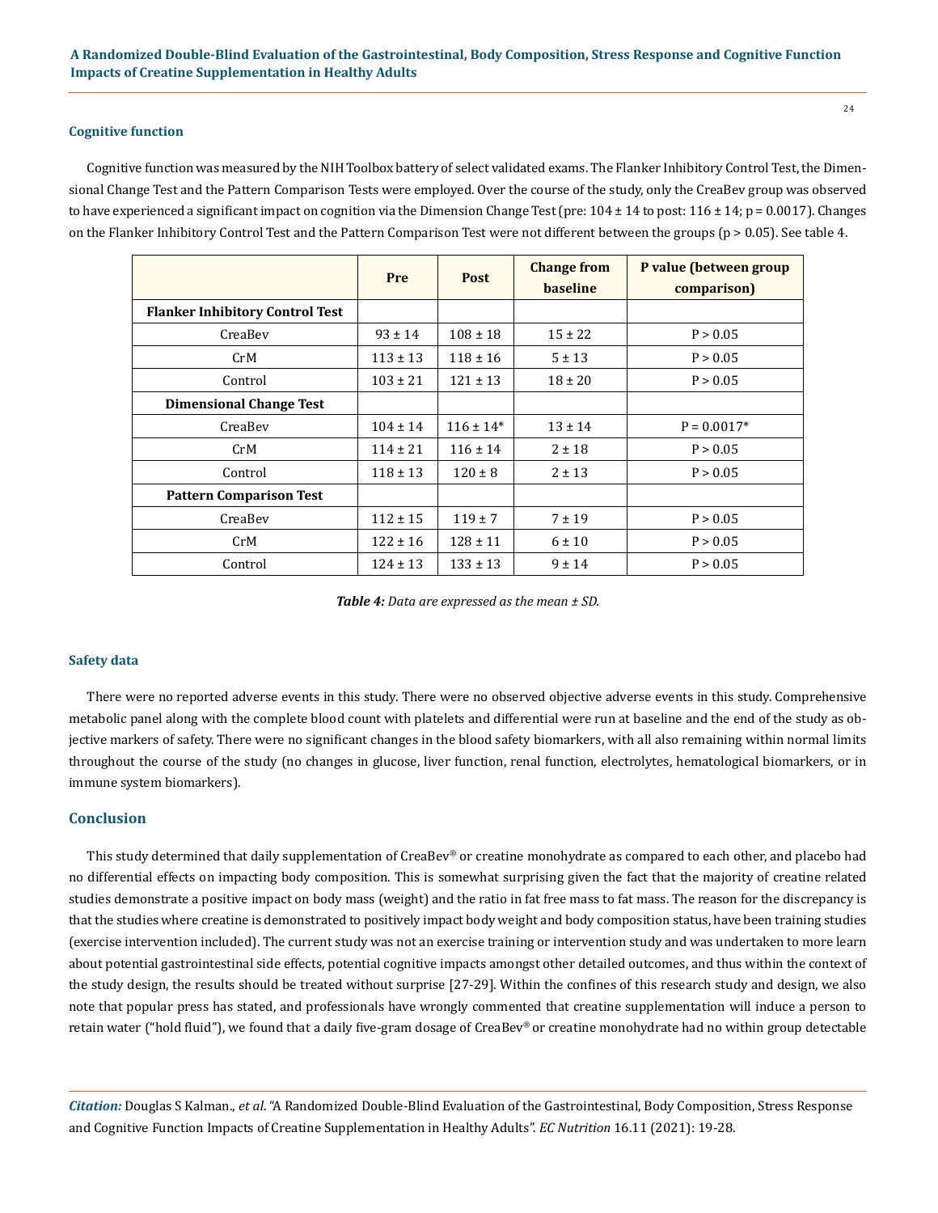### Cognitive function

Cognitive function was measured by the NIH Toolbox battery of select validated exams. The Flanker Inhibitory Control Test, the Dimensional Change Test and the Pattern Comparison Tests were employed. Over the course of the study, only the CreaBev group was observed to have experienced a significant impact on cognition via the Dimension Change Test (pre: 104 ± 14 to post: 116 ± 14; p = 0.0017). Changes on the Flanker Inhibitory Control Test and the Pattern Comparison Test were not different between the groups (p > 0.05). See table 4.

| | Pre | Post | Change from baseline | P value (between group comparison) |
|---|---|---|---|---|
| **Flanker Inhibitory Control Test** | | | | |
| CreaBev | 93 ± 14 | 108 ± 18 | 15 ± 22 | P > 0.05 |
| CrM | 113 ± 13 | 118 ± 16 | 5 ± 13 | P > 0.05 |
| Control | 103 ± 21 | 121 ± 13 | 18 ± 20 | P > 0.05 |
| **Dimensional Change Test** | | | | |
| CreaBev | 104 ± 14 | 116 ± 14* | 13 ± 14 | P = 0.0017* |
| CrM | 114 ± 21 | 116 ± 14 | 2 ± 18 | P > 0.05 |
| Control | 118 ± 13 | 120 ± 8 | 2 ± 13 | P > 0.05 |
| **Pattern Comparison Test** | | | | |
| CreaBev | 112 ± 15 | 119 ± 7 | 7 ± 19 | P > 0.05 |
| CrM | 122 ± 16 | 128 ± 11 | 6 ± 10 | P > 0.05 |
| Control | 124 ± 13 | 133 ± 13 | 9 ± 14 | P > 0.05 |

***Table 4:*** *Data are expressed as the mean ± SD.*

### Safety data

There were no reported adverse events in this study. There were no observed objective adverse events in this study. Comprehensive metabolic panel along with the complete blood count with platelets and differential were run at baseline and the end of the study as objective markers of safety. There were no significant changes in the blood safety biomarkers, with all also remaining within normal limits throughout the course of the study (no changes in glucose, liver function, renal function, electrolytes, hematological biomarkers, or in immune system biomarkers).

## Conclusion

This study determined that daily supplementation of CreaBev® or creatine monohydrate as compared to each other, and placebo had no differential effects on impacting body composition. This is somewhat surprising given the fact that the majority of creatine related studies demonstrate a positive impact on body mass (weight) and the ratio in fat free mass to fat mass. The reason for the discrepancy is that the studies where creatine is demonstrated to positively impact body weight and body composition status, have been training studies (exercise intervention included). The current study was not an exercise training or intervention study and was undertaken to more learn about potential gastrointestinal side effects, potential cognitive impacts amongst other detailed outcomes, and thus within the context of the study design, the results should be treated without surprise [27-29]. Within the confines of this research study and design, we also note that popular press has stated, and professionals have wrongly commented that creatine supplementation will induce a person to retain water ("hold fluid"), we found that a daily five-gram dosage of CreaBev® or creatine monohydrate had no within group detectable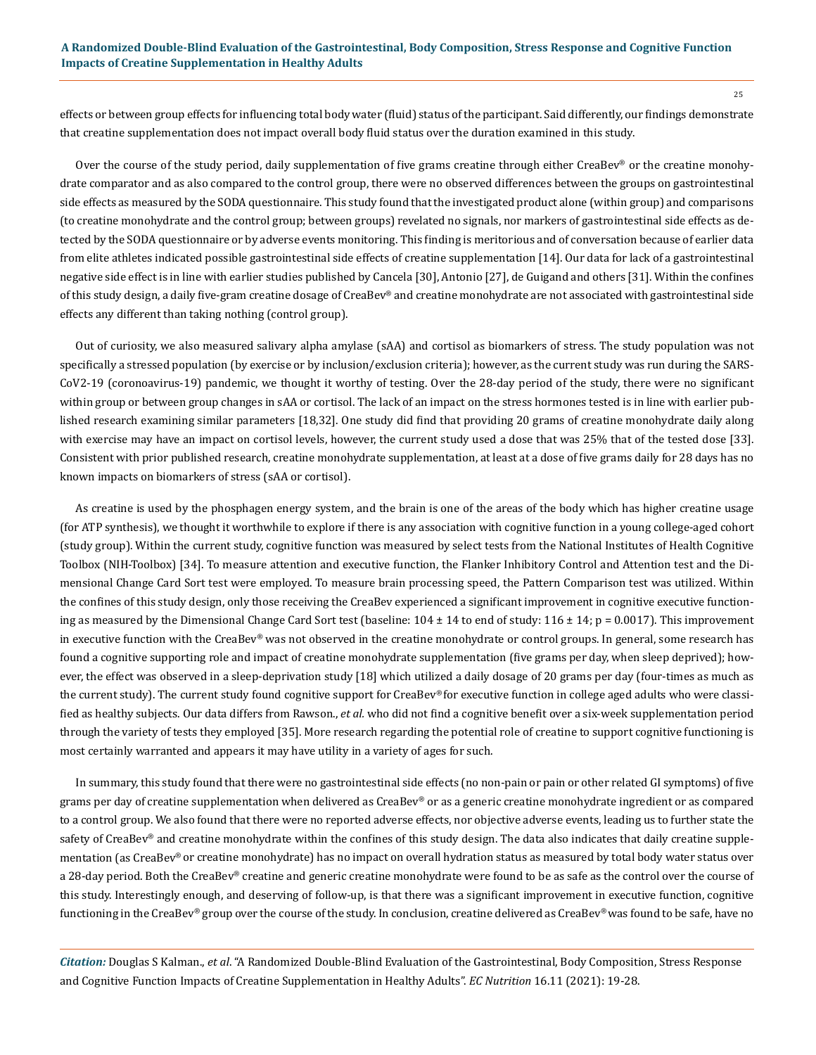effects or between group effects for influencing total body water (fluid) status of the participant. Said differently, our findings demonstrate that creatine supplementation does not impact overall body fluid status over the duration examined in this study.

Over the course of the study period, daily supplementation of five grams creatine through either CreaBev® or the creatine monohydrate comparator and as also compared to the control group, there were no observed differences between the groups on gastrointestinal side effects as measured by the SODA questionnaire. This study found that the investigated product alone (within group) and comparisons (to creatine monohydrate and the control group; between groups) revelated no signals, nor markers of gastrointestinal side effects as detected by the SODA questionnaire or by adverse events monitoring. This finding is meritorious and of conversation because of earlier data from elite athletes indicated possible gastrointestinal side effects of creatine supplementation [14]. Our data for lack of a gastrointestinal negative side effect is in line with earlier studies published by Cancela [30], Antonio [27], de Guigand and others [31]. Within the confines of this study design, a daily five-gram creatine dosage of CreaBev® and creatine monohydrate are not associated with gastrointestinal side effects any different than taking nothing (control group).

Out of curiosity, we also measured salivary alpha amylase (sAA) and cortisol as biomarkers of stress. The study population was not specifically a stressed population (by exercise or by inclusion/exclusion criteria); however, as the current study was run during the SARS-CoV2-19 (coronoavirus-19) pandemic, we thought it worthy of testing. Over the 28-day period of the study, there were no significant within group or between group changes in sAA or cortisol. The lack of an impact on the stress hormones tested is in line with earlier published research examining similar parameters [18,32]. One study did find that providing 20 grams of creatine monohydrate daily along with exercise may have an impact on cortisol levels, however, the current study used a dose that was 25% that of the tested dose [33]. Consistent with prior published research, creatine monohydrate supplementation, at least at a dose of five grams daily for 28 days has no known impacts on biomarkers of stress (sAA or cortisol).

As creatine is used by the phosphagen energy system, and the brain is one of the areas of the body which has higher creatine usage (for ATP synthesis), we thought it worthwhile to explore if there is any association with cognitive function in a young college-aged cohort (study group). Within the current study, cognitive function was measured by select tests from the National Institutes of Health Cognitive Toolbox (NIH-Toolbox) [34]. To measure attention and executive function, the Flanker Inhibitory Control and Attention test and the Dimensional Change Card Sort test were employed. To measure brain processing speed, the Pattern Comparison test was utilized. Within the confines of this study design, only those receiving the CreaBev experienced a significant improvement in cognitive executive functioning as measured by the Dimensional Change Card Sort test (baseline: $104 \pm 14$ to end of study: $116 \pm 14$; $p = 0.0017$). This improvement in executive function with the CreaBev® was not observed in the creatine monohydrate or control groups. In general, some research has found a cognitive supporting role and impact of creatine monohydrate supplementation (five grams per day, when sleep deprived); however, the effect was observed in a sleep-deprivation study [18] which utilized a daily dosage of 20 grams per day (four-times as much as the current study). The current study found cognitive support for CreaBev® for executive function in college aged adults who were classified as healthy subjects. Our data differs from Rawson., *et al.* who did not find a cognitive benefit over a six-week supplementation period through the variety of tests they employed [35]. More research regarding the potential role of creatine to support cognitive functioning is most certainly warranted and appears it may have utility in a variety of ages for such.

In summary, this study found that there were no gastrointestinal side effects (no non-pain or pain or other related GI symptoms) of five grams per day of creatine supplementation when delivered as CreaBev® or as a generic creatine monohydrate ingredient or as compared to a control group. We also found that there were no reported adverse effects, nor objective adverse events, leading us to further state the safety of CreaBev® and creatine monohydrate within the confines of this study design. The data also indicates that daily creatine supplementation (as CreaBev® or creatine monohydrate) has no impact on overall hydration status as measured by total body water status over a 28-day period. Both the CreaBev® creatine and generic creatine monohydrate were found to be as safe as the control over the course of this study. Interestingly enough, and deserving of follow-up, is that there was a significant improvement in executive function, cognitive functioning in the CreaBev® group over the course of the study. In conclusion, creatine delivered as CreaBev® was found to be safe, have no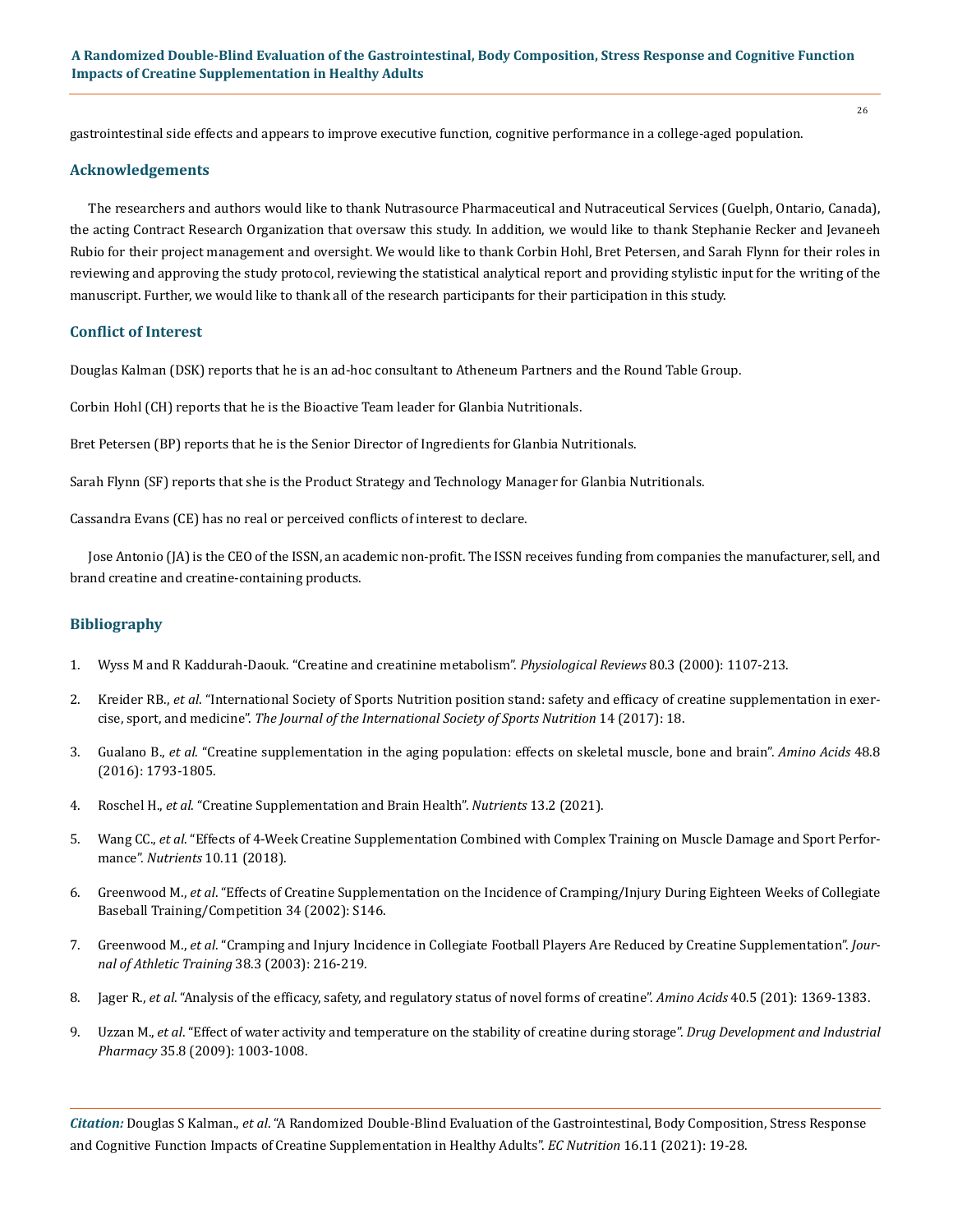gastrointestinal side effects and appears to improve executive function, cognitive performance in a college-aged population.

## Acknowledgements

The researchers and authors would like to thank Nutrasource Pharmaceutical and Nutraceutical Services (Guelph, Ontario, Canada), the acting Contract Research Organization that oversaw this study. In addition, we would like to thank Stephanie Recker and Jevaneeh Rubio for their project management and oversight. We would like to thank Corbin Hohl, Bret Petersen, and Sarah Flynn for their roles in reviewing and approving the study protocol, reviewing the statistical analytical report and providing stylistic input for the writing of the manuscript. Further, we would like to thank all of the research participants for their participation in this study.

## Conflict of Interest

Douglas Kalman (DSK) reports that he is an ad-hoc consultant to Atheneum Partners and the Round Table Group.

Corbin Hohl (CH) reports that he is the Bioactive Team leader for Glanbia Nutritionals.

Bret Petersen (BP) reports that he is the Senior Director of Ingredients for Glanbia Nutritionals.

Sarah Flynn (SF) reports that she is the Product Strategy and Technology Manager for Glanbia Nutritionals.

Cassandra Evans (CE) has no real or perceived conflicts of interest to declare.

Jose Antonio (JA) is the CEO of the ISSN, an academic non-profit. The ISSN receives funding from companies the manufacturer, sell, and brand creatine and creatine-containing products.

## Bibliography

1. Wyss M and R Kaddurah-Daouk. "Creatine and creatinine metabolism". *Physiological Reviews* 80.3 (2000): 1107-213.
2. Kreider RB., *et al*. "International Society of Sports Nutrition position stand: safety and efficacy of creatine supplementation in exercise, sport, and medicine". *The Journal of the International Society of Sports Nutrition* 14 (2017): 18.
3. Gualano B., *et al*. "Creatine supplementation in the aging population: effects on skeletal muscle, bone and brain". *Amino Acids* 48.8 (2016): 1793-1805.
4. Roschel H., *et al*. "Creatine Supplementation and Brain Health". *Nutrients* 13.2 (2021).
5. Wang CC., *et al*. "Effects of 4-Week Creatine Supplementation Combined with Complex Training on Muscle Damage and Sport Performance". *Nutrients* 10.11 (2018).
6. Greenwood M., *et al*. "Effects of Creatine Supplementation on the Incidence of Cramping/Injury During Eighteen Weeks of Collegiate Baseball Training/Competition 34 (2002): S146.
7. Greenwood M., *et al*. "Cramping and Injury Incidence in Collegiate Football Players Are Reduced by Creatine Supplementation". *Journal of Athletic Training* 38.3 (2003): 216-219.
8. Jager R., *et al*. "Analysis of the efficacy, safety, and regulatory status of novel forms of creatine". *Amino Acids* 40.5 (201): 1369-1383.
9. Uzzan M., *et al*. "Effect of water activity and temperature on the stability of creatine during storage". *Drug Development and Industrial Pharmacy* 35.8 (2009): 1003-1008.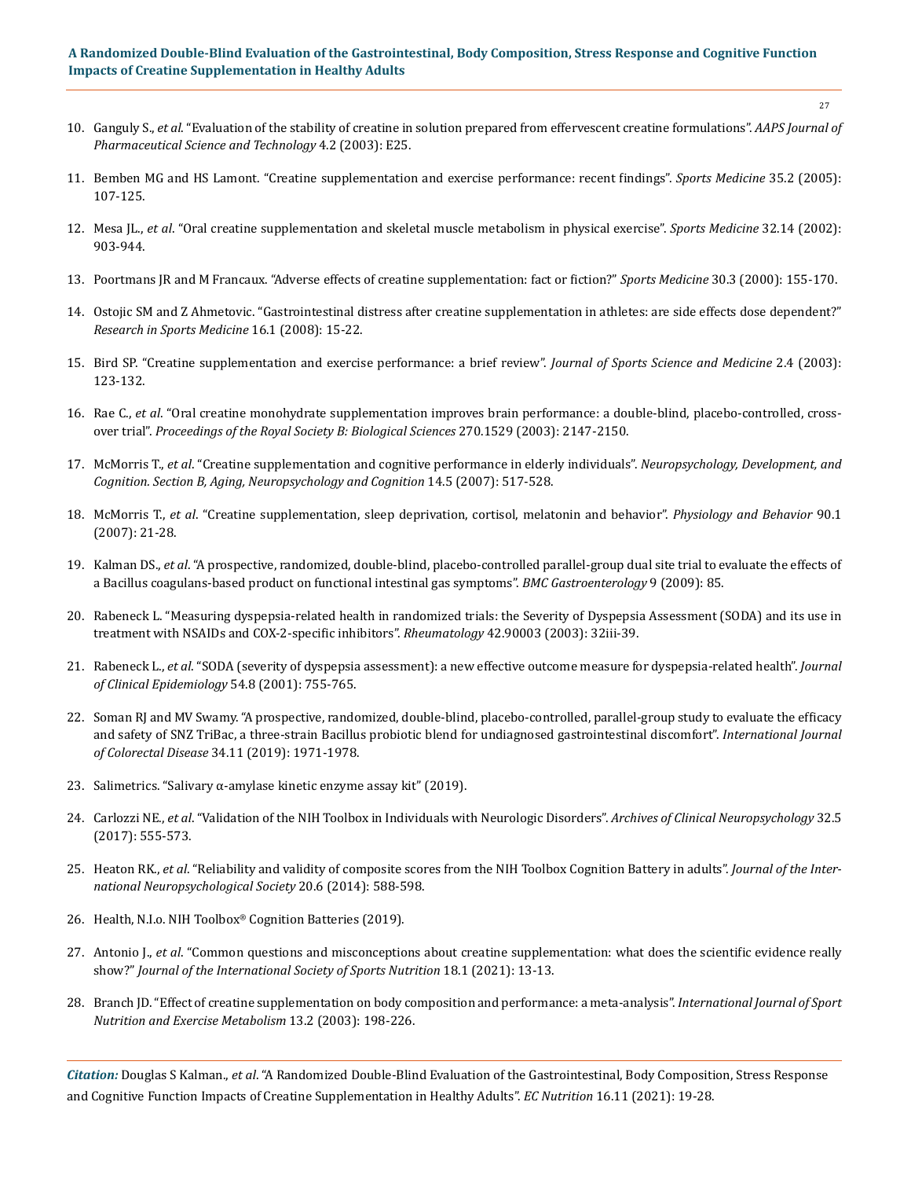10. Ganguly S., *et al*. "Evaluation of the stability of creatine in solution prepared from effervescent creatine formulations". *AAPS Journal of Pharmaceutical Science and Technology* 4.2 (2003): E25.

11. Bemben MG and HS Lamont. "Creatine supplementation and exercise performance: recent findings". *Sports Medicine* 35.2 (2005): 107-125.

12. Mesa JL., *et al*. "Oral creatine supplementation and skeletal muscle metabolism in physical exercise". *Sports Medicine* 32.14 (2002): 903-944.

13. Poortmans JR and M Francaux. "Adverse effects of creatine supplementation: fact or fiction?" *Sports Medicine* 30.3 (2000): 155-170.

14. Ostojic SM and Z Ahmetovic. "Gastrointestinal distress after creatine supplementation in athletes: are side effects dose dependent?" *Research in Sports Medicine* 16.1 (2008): 15-22.

15. Bird SP. "Creatine supplementation and exercise performance: a brief review". *Journal of Sports Science and Medicine* 2.4 (2003): 123-132.

16. Rae C., *et al*. "Oral creatine monohydrate supplementation improves brain performance: a double-blind, placebo-controlled, cross-over trial". *Proceedings of the Royal Society B: Biological Sciences* 270.1529 (2003): 2147-2150.

17. McMorris T., *et al*. "Creatine supplementation and cognitive performance in elderly individuals". *Neuropsychology, Development, and Cognition. Section B, Aging, Neuropsychology and Cognition* 14.5 (2007): 517-528.

18. McMorris T., *et al*. "Creatine supplementation, sleep deprivation, cortisol, melatonin and behavior". *Physiology and Behavior* 90.1 (2007): 21-28.

19. Kalman DS., *et al*. "A prospective, randomized, double-blind, placebo-controlled parallel-group dual site trial to evaluate the effects of a Bacillus coagulans-based product on functional intestinal gas symptoms". *BMC Gastroenterology* 9 (2009): 85.

20. Rabeneck L. "Measuring dyspepsia-related health in randomized trials: the Severity of Dyspepsia Assessment (SODA) and its use in treatment with NSAIDs and COX-2-specific inhibitors". *Rheumatology* 42.90003 (2003): 32iii-39.

21. Rabeneck L., *et al*. "SODA (severity of dyspepsia assessment): a new effective outcome measure for dyspepsia-related health". *Journal of Clinical Epidemiology* 54.8 (2001): 755-765.

22. Soman RJ and MV Swamy. "A prospective, randomized, double-blind, placebo-controlled, parallel-group study to evaluate the efficacy and safety of SNZ TriBac, a three-strain Bacillus probiotic blend for undiagnosed gastrointestinal discomfort". *International Journal of Colorectal Disease* 34.11 (2019): 1971-1978.

23. Salimetrics. "Salivary α-amylase kinetic enzyme assay kit" (2019).

24. Carlozzi NE., *et al*. "Validation of the NIH Toolbox in Individuals with Neurologic Disorders". *Archives of Clinical Neuropsychology* 32.5 (2017): 555-573.

25. Heaton RK., *et al*. "Reliability and validity of composite scores from the NIH Toolbox Cognition Battery in adults". *Journal of the International Neuropsychological Society* 20.6 (2014): 588-598.

26. Health, N.I.o. NIH Toolbox® Cognition Batteries (2019).

27. Antonio J., *et al*. "Common questions and misconceptions about creatine supplementation: what does the scientific evidence really show?" *Journal of the International Society of Sports Nutrition* 18.1 (2021): 13-13.

28. Branch JD. "Effect of creatine supplementation on body composition and performance: a meta-analysis". *International Journal of Sport Nutrition and Exercise Metabolism* 13.2 (2003): 198-226.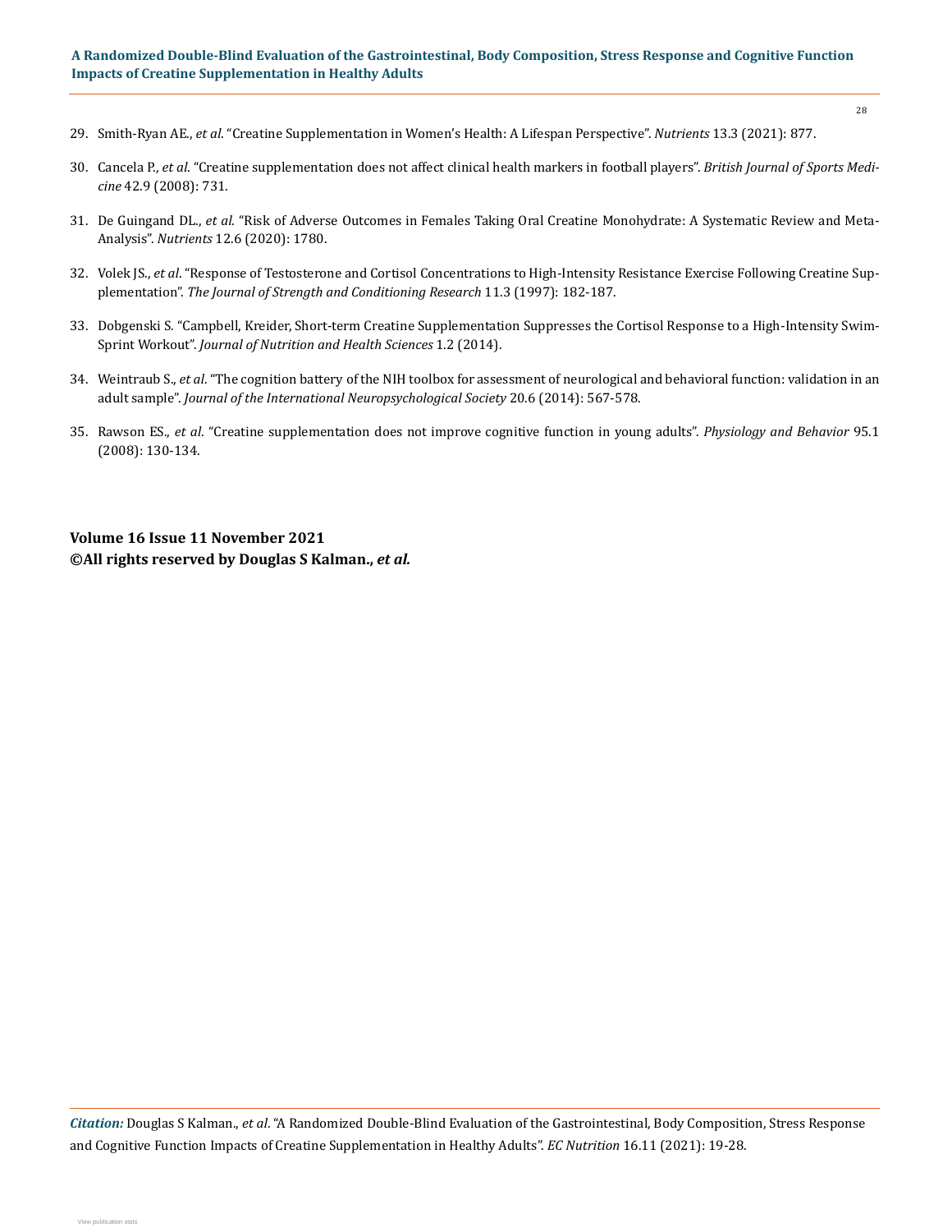29. Smith-Ryan AE., *et al*. "Creatine Supplementation in Women's Health: A Lifespan Perspective". *Nutrients* 13.3 (2021): 877.

30. Cancela P., *et al*. "Creatine supplementation does not affect clinical health markers in football players". *British Journal of Sports Medicine* 42.9 (2008): 731.

31. De Guingand DL., *et al*. "Risk of Adverse Outcomes in Females Taking Oral Creatine Monohydrate: A Systematic Review and Meta-Analysis". *Nutrients* 12.6 (2020): 1780.

32. Volek JS., *et al*. "Response of Testosterone and Cortisol Concentrations to High-Intensity Resistance Exercise Following Creatine Supplementation". *The Journal of Strength and Conditioning Research* 11.3 (1997): 182-187.

33. Dobgenski S. "Campbell, Kreider, Short-term Creatine Supplementation Suppresses the Cortisol Response to a High-Intensity Swim-Sprint Workout". *Journal of Nutrition and Health Sciences* 1.2 (2014).

34. Weintraub S., *et al*. "The cognition battery of the NIH toolbox for assessment of neurological and behavioral function: validation in an adult sample". *Journal of the International Neuropsychological Society* 20.6 (2014): 567-578.

35. Rawson ES., *et al*. "Creatine supplementation does not improve cognitive function in young adults". *Physiology and Behavior* 95.1 (2008): 130-134.

**Volume 16 Issue 11 November 2021**
**©All rights reserved by Douglas S Kalman., *et al.***